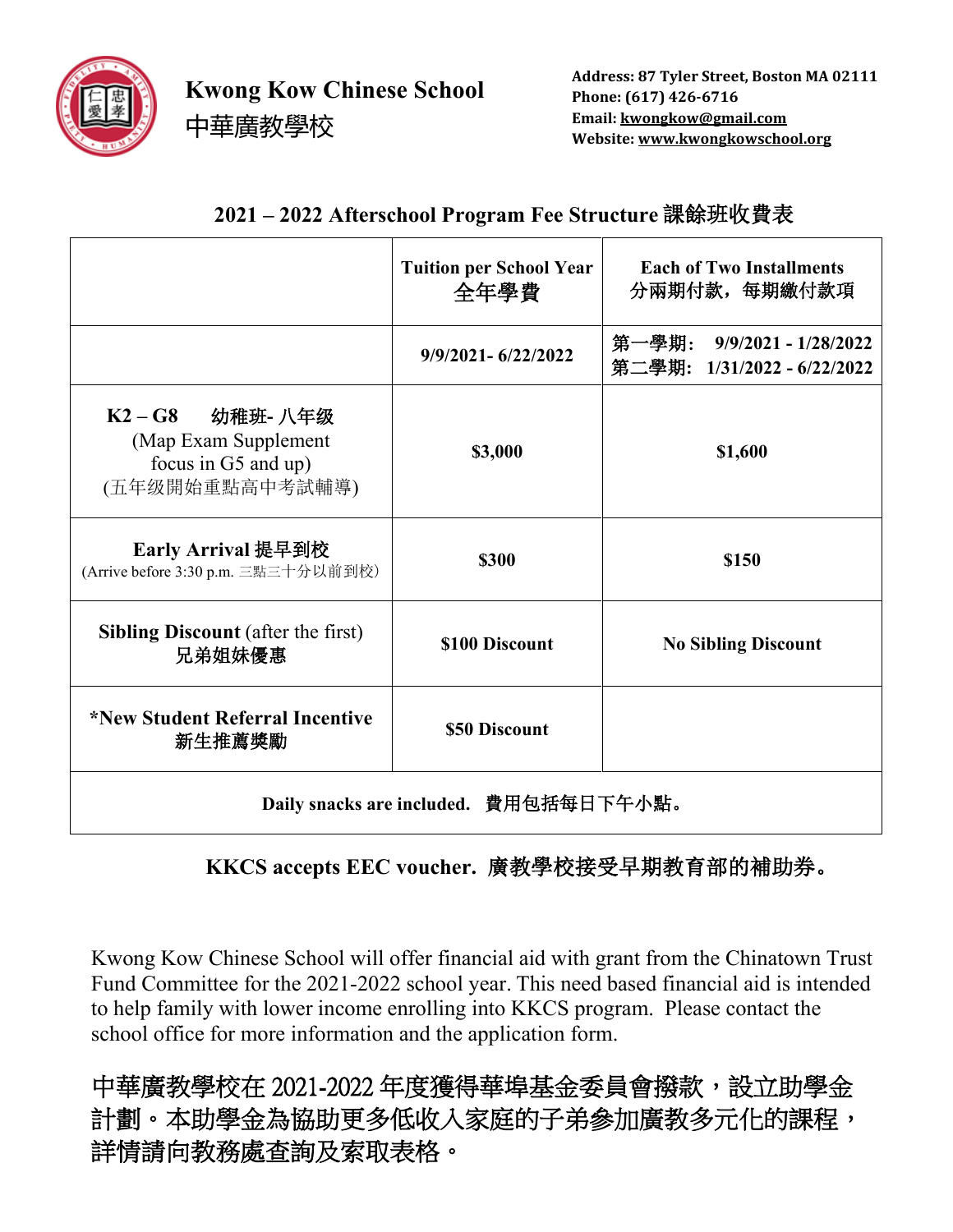# Kwong Kow Chinese School
# 中華廣教學校

**Address: 87 Tyler Street, Boston MA 02111**
**Phone: (617) 426-6716**
**Email: kwongkow@gmail.com**
**Website: www.kwongkowschool.org**

## 2021 – 2022 Afterschool Program Fee Structure 課餘班收費表

| | **Tuition per School Year 全年學費** | **Each of Two Installments 分兩期付款，每期繳付款項** |
|---|---|---|
| | **9/9/2021- 6/22/2022** | **第一學期: 9/9/2021 - 1/28/2022**<br>**第二學期: 1/31/2022 - 6/22/2022** |
| **K2 – G8 幼稚班- 八年级**<br>(Map Exam Supplement focus in G5 and up)<br>(五年级開始重點高中考試輔導) | **$3,000** | **$1,600** |
| **Early Arrival 提早到校**<br>(Arrive before 3:30 p.m. 三點三十分以前到校) | **$300** | **$150** |
| **Sibling Discount** (after the first)<br>**兄弟姐妹優惠** | **$100 Discount** | **No Sibling Discount** |
| **\*New Student Referral Incentive 新生推薦獎勵** | **$50 Discount** | |
| **Daily snacks are included. 費用包括每日下午小點。** | | |

**KKCS accepts EEC voucher. 廣教學校接受早期教育部的補助券。**

Kwong Kow Chinese School will offer financial aid with grant from the Chinatown Trust Fund Committee for the 2021-2022 school year. This need based financial aid is intended to help family with lower income enrolling into KKCS program. Please contact the school office for more information and the application form.

中華廣教學校在 2021-2022 年度獲得華埠基金委員會撥款，設立助學金計劃。本助學金為協助更多低收入家庭的子弟參加廣教多元化的課程，詳情請向教務處查詢及索取表格。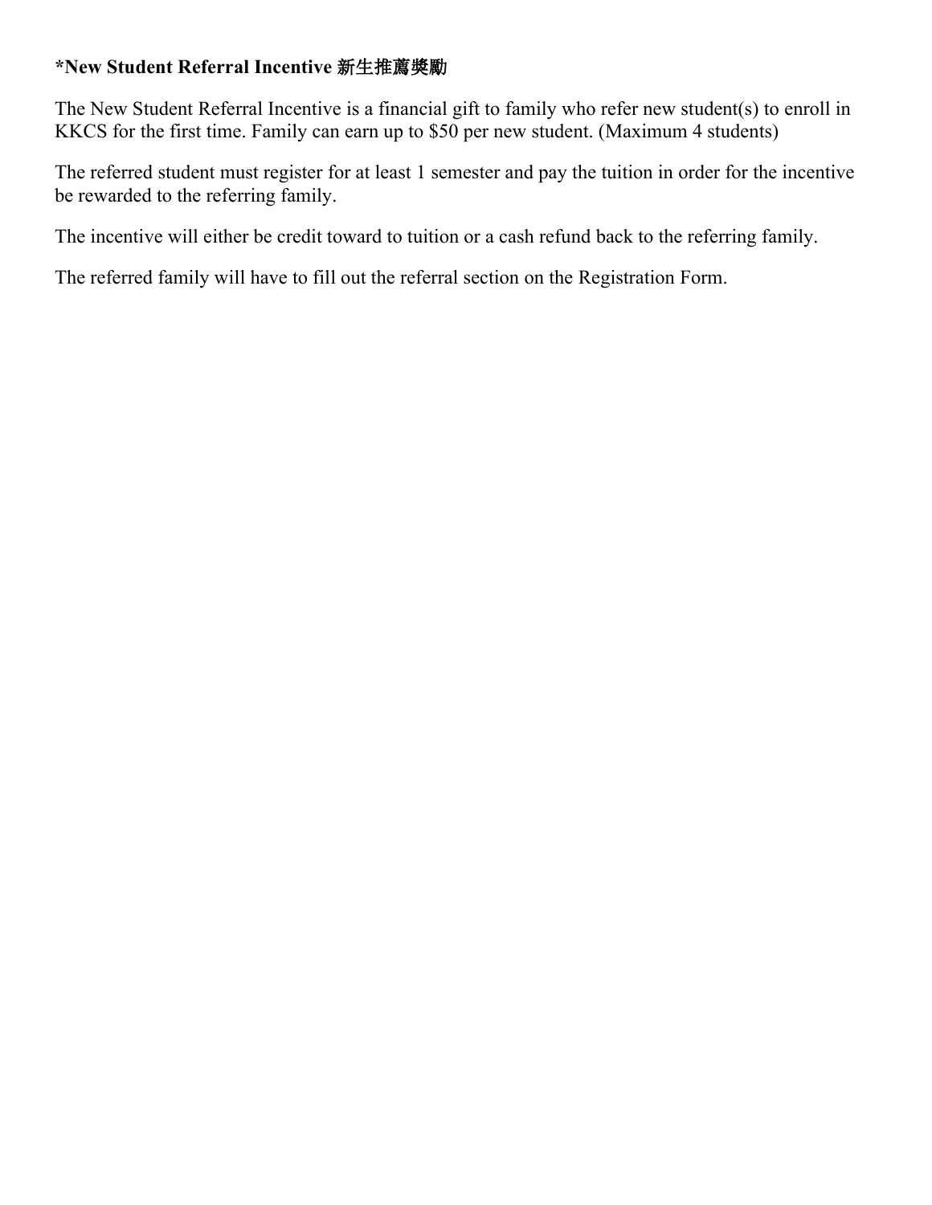**\*New Student Referral Incentive 新生推薦獎勵**

The New Student Referral Incentive is a financial gift to family who refer new student(s) to enroll in KKCS for the first time. Family can earn up to $50 per new student. (Maximum 4 students)

The referred student must register for at least 1 semester and pay the tuition in order for the incentive be rewarded to the referring family.

The incentive will either be credit toward to tuition or a cash refund back to the referring family.

The referred family will have to fill out the referral section on the Registration Form.